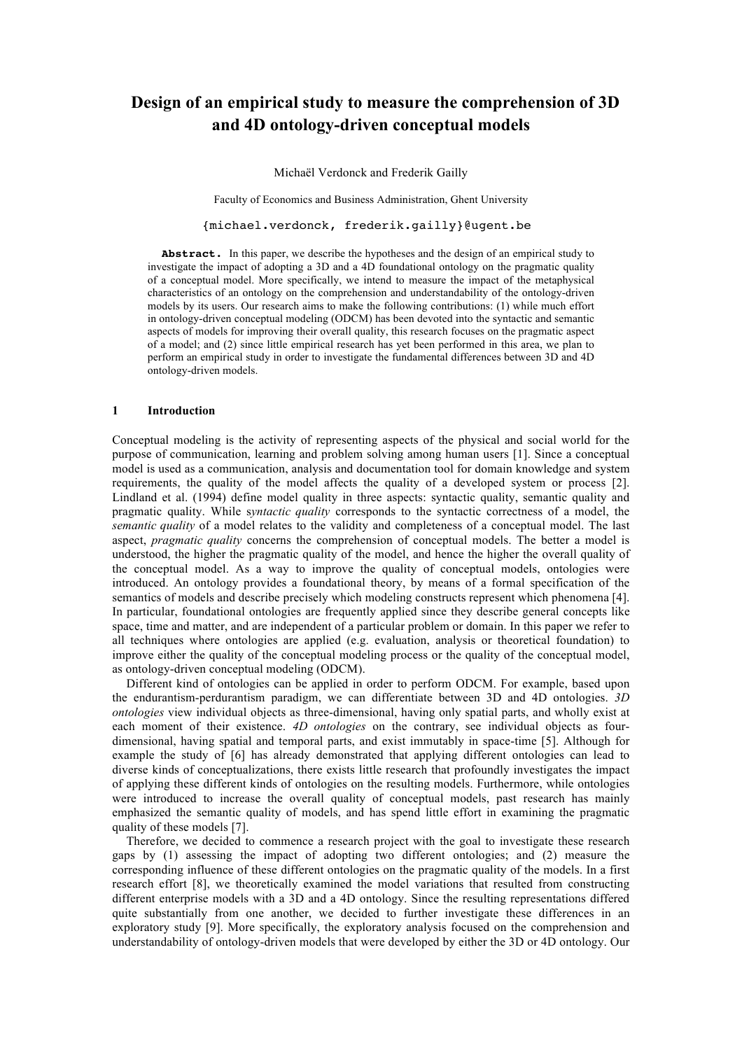# Design of an empirical study to measure the comprehension of 3D and 4D ontology-driven conceptual models

Michaël Verdonck and Frederik Gailly

Faculty of Economics and Business Administration, Ghent University

{michael.verdonck, frederik.gailly}@ugent.be

**Abstract.** In this paper, we describe the hypotheses and the design of an empirical study to investigate the impact of adopting a 3D and a 4D foundational ontology on the pragmatic quality of a conceptual model. More specifically, we intend to measure the impact of the metaphysical characteristics of an ontology on the comprehension and understandability of the ontology-driven models by its users. Our research aims to make the following contributions: (1) while much effort in ontology-driven conceptual modeling (ODCM) has been devoted into the syntactic and semantic aspects of models for improving their overall quality, this research focuses on the pragmatic aspect of a model; and (2) since little empirical research has yet been performed in this area, we plan to perform an empirical study in order to investigate the fundamental differences between 3D and 4D ontology-driven models.

## 1 Introduction

Conceptual modeling is the activity of representing aspects of the physical and social world for the purpose of communication, learning and problem solving among human users [1]. Since a conceptual model is used as a communication, analysis and documentation tool for domain knowledge and system requirements, the quality of the model affects the quality of a developed system or process [2]. Lindland et al. (1994) define model quality in three aspects: syntactic quality, semantic quality and pragmatic quality. While s*yntactic quality* corresponds to the syntactic correctness of a model, the *semantic quality* of a model relates to the validity and completeness of a conceptual model. The last aspect, *pragmatic quality* concerns the comprehension of conceptual models. The better a model is understood, the higher the pragmatic quality of the model, and hence the higher the overall quality of the conceptual model. As a way to improve the quality of conceptual models, ontologies were introduced. An ontology provides a foundational theory, by means of a formal specification of the semantics of models and describe precisely which modeling constructs represent which phenomena [4]. In particular, foundational ontologies are frequently applied since they describe general concepts like space, time and matter, and are independent of a particular problem or domain. In this paper we refer to all techniques where ontologies are applied (e.g. evaluation, analysis or theoretical foundation) to improve either the quality of the conceptual modeling process or the quality of the conceptual model, as ontology-driven conceptual modeling (ODCM).

Different kind of ontologies can be applied in order to perform ODCM. For example, based upon the endurantism-perdurantism paradigm, we can differentiate between 3D and 4D ontologies. *3D ontologies* view individual objects as three-dimensional, having only spatial parts, and wholly exist at each moment of their existence. *4D ontologies* on the contrary, see individual objects as four-dimensional, having spatial and temporal parts, and exist immutably in space-time [5]. Although for example the study of [6] has already demonstrated that applying different ontologies can lead to diverse kinds of conceptualizations, there exists little research that profoundly investigates the impact of applying these different kinds of ontologies on the resulting models. Furthermore, while ontologies were introduced to increase the overall quality of conceptual models, past research has mainly emphasized the semantic quality of models, and has spend little effort in examining the pragmatic quality of these models [7].

Therefore, we decided to commence a research project with the goal to investigate these research gaps by (1) assessing the impact of adopting two different ontologies; and (2) measure the corresponding influence of these different ontologies on the pragmatic quality of the models. In a first research effort [8], we theoretically examined the model variations that resulted from constructing different enterprise models with a 3D and a 4D ontology. Since the resulting representations differed quite substantially from one another, we decided to further investigate these differences in an exploratory study [9]. More specifically, the exploratory analysis focused on the comprehension and understandability of ontology-driven models that were developed by either the 3D or 4D ontology. Our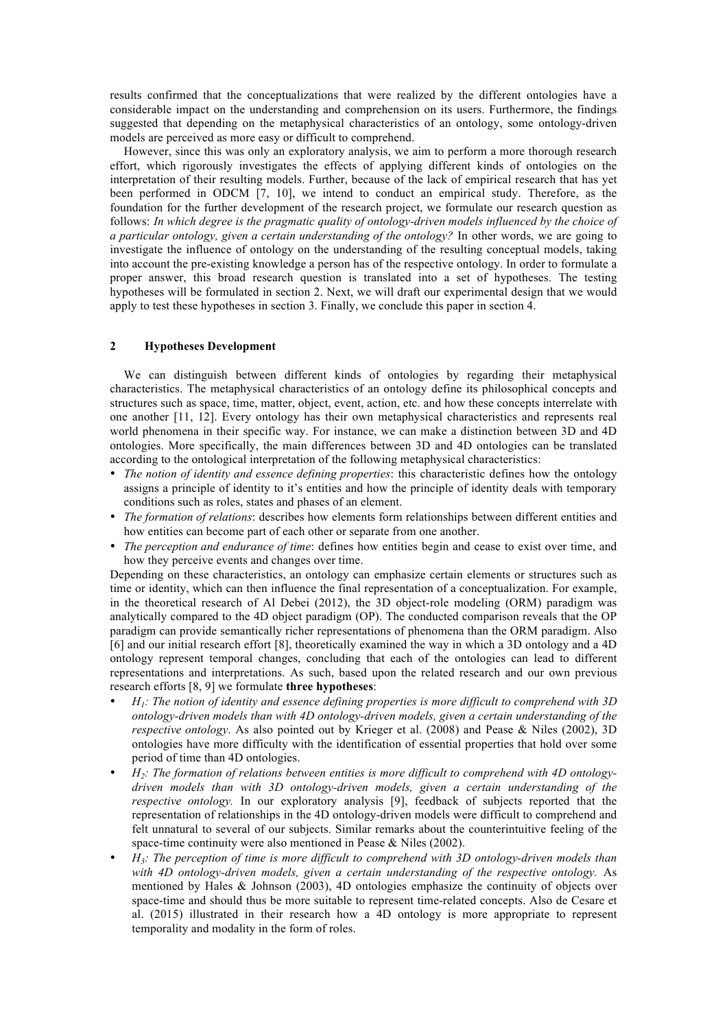results confirmed that the conceptualizations that were realized by the different ontologies have a considerable impact on the understanding and comprehension on its users. Furthermore, the findings suggested that depending on the metaphysical characteristics of an ontology, some ontology-driven models are perceived as more easy or difficult to comprehend.

However, since this was only an exploratory analysis, we aim to perform a more thorough research effort, which rigorously investigates the effects of applying different kinds of ontologies on the interpretation of their resulting models. Further, because of the lack of empirical research that has yet been performed in ODCM [7, 10], we intend to conduct an empirical study. Therefore, as the foundation for the further development of the research project, we formulate our research question as follows: *In which degree is the pragmatic quality of ontology-driven models influenced by the choice of a particular ontology, given a certain understanding of the ontology?* In other words, we are going to investigate the influence of ontology on the understanding of the resulting conceptual models, taking into account the pre-existing knowledge a person has of the respective ontology. In order to formulate a proper answer, this broad research question is translated into a set of hypotheses. The testing hypotheses will be formulated in section 2. Next, we will draft our experimental design that we would apply to test these hypotheses in section 3. Finally, we conclude this paper in section 4.

## 2 Hypotheses Development

We can distinguish between different kinds of ontologies by regarding their metaphysical characteristics. The metaphysical characteristics of an ontology define its philosophical concepts and structures such as space, time, matter, object, event, action, etc. and how these concepts interrelate with one another [11, 12]. Every ontology has their own metaphysical characteristics and represents real world phenomena in their specific way. For instance, we can make a distinction between 3D and 4D ontologies. More specifically, the main differences between 3D and 4D ontologies can be translated according to the ontological interpretation of the following metaphysical characteristics:

- *The notion of identity and essence defining properties*: this characteristic defines how the ontology assigns a principle of identity to it's entities and how the principle of identity deals with temporary conditions such as roles, states and phases of an element.
- *The formation of relations*: describes how elements form relationships between different entities and how entities can become part of each other or separate from one another.
- *The perception and endurance of time*: defines how entities begin and cease to exist over time, and how they perceive events and changes over time.

Depending on these characteristics, an ontology can emphasize certain elements or structures such as time or identity, which can then influence the final representation of a conceptualization. For example, in the theoretical research of Al Debei (2012), the 3D object-role modeling (ORM) paradigm was analytically compared to the 4D object paradigm (OP). The conducted comparison reveals that the OP paradigm can provide semantically richer representations of phenomena than the ORM paradigm. Also [6] and our initial research effort [8], theoretically examined the way in which a 3D ontology and a 4D ontology represent temporal changes, concluding that each of the ontologies can lead to different representations and interpretations. As such, based upon the related research and our own previous research efforts [8, 9] we formulate **three hypotheses**:

- *$H_1$: The notion of identity and essence defining properties is more difficult to comprehend with 3D ontology-driven models than with 4D ontology-driven models, given a certain understanding of the respective ontology*. As also pointed out by Krieger et al. (2008) and Pease & Niles (2002), 3D ontologies have more difficulty with the identification of essential properties that hold over some period of time than 4D ontologies.
- *$H_2$: The formation of relations between entities is more difficult to comprehend with 4D ontology-driven models than with 3D ontology-driven models, given a certain understanding of the respective ontology.* In our exploratory analysis [9], feedback of subjects reported that the representation of relationships in the 4D ontology-driven models were difficult to comprehend and felt unnatural to several of our subjects. Similar remarks about the counterintuitive feeling of the space-time continuity were also mentioned in Pease & Niles (2002).
- *$H_3$: The perception of time is more difficult to comprehend with 3D ontology-driven models than with 4D ontology-driven models, given a certain understanding of the respective ontology.* As mentioned by Hales & Johnson (2003), 4D ontologies emphasize the continuity of objects over space-time and should thus be more suitable to represent time-related concepts. Also de Cesare et al. (2015) illustrated in their research how a 4D ontology is more appropriate to represent temporality and modality in the form of roles.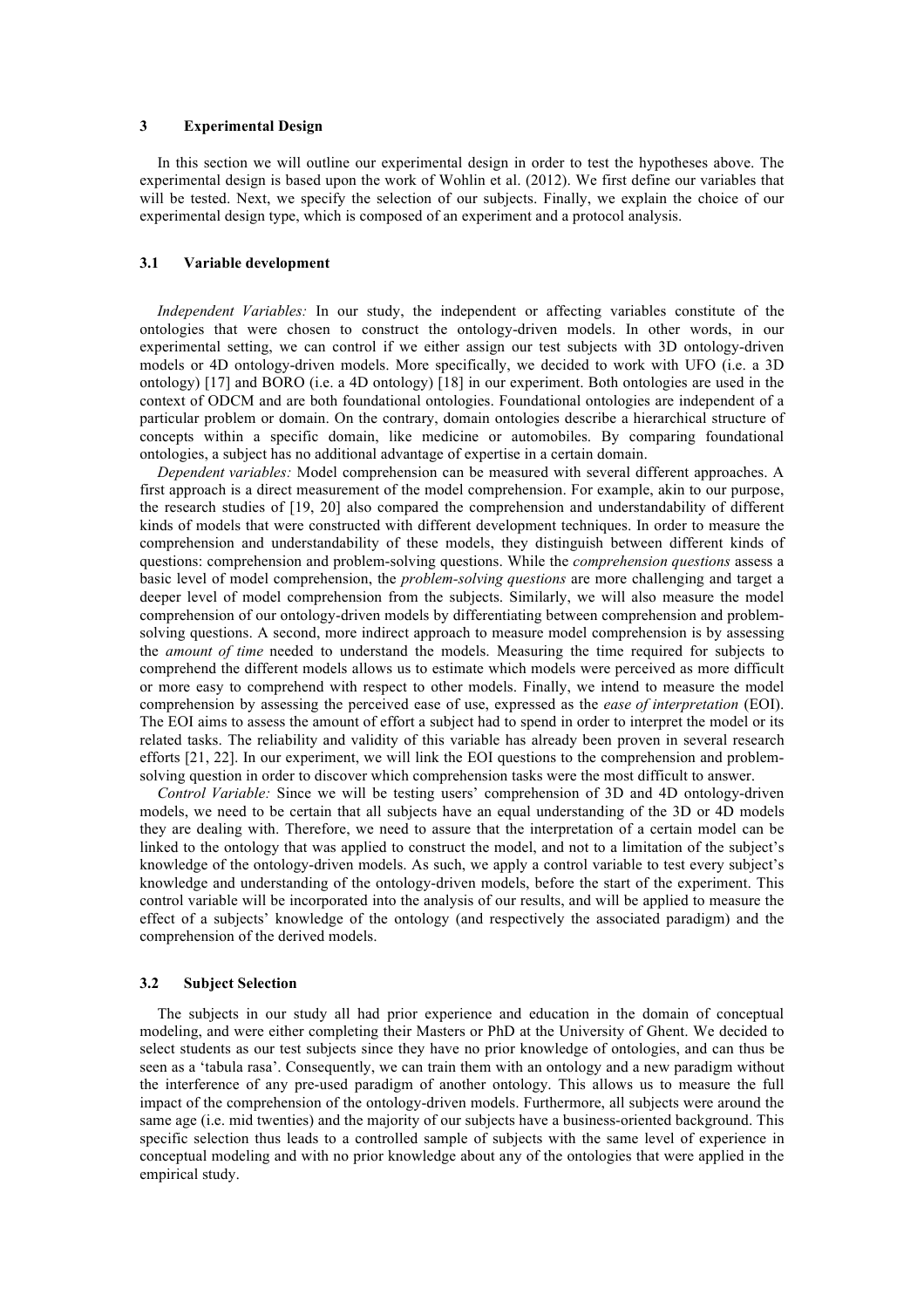## 3 Experimental Design

In this section we will outline our experimental design in order to test the hypotheses above. The experimental design is based upon the work of Wohlin et al. (2012). We first define our variables that will be tested. Next, we specify the selection of our subjects. Finally, we explain the choice of our experimental design type, which is composed of an experiment and a protocol analysis.

### 3.1 Variable development

*Independent Variables:* In our study, the independent or affecting variables constitute of the ontologies that were chosen to construct the ontology-driven models. In other words, in our experimental setting, we can control if we either assign our test subjects with 3D ontology-driven models or 4D ontology-driven models. More specifically, we decided to work with UFO (i.e. a 3D ontology) [17] and BORO (i.e. a 4D ontology) [18] in our experiment. Both ontologies are used in the context of ODCM and are both foundational ontologies. Foundational ontologies are independent of a particular problem or domain. On the contrary, domain ontologies describe a hierarchical structure of concepts within a specific domain, like medicine or automobiles. By comparing foundational ontologies, a subject has no additional advantage of expertise in a certain domain.

*Dependent variables:* Model comprehension can be measured with several different approaches. A first approach is a direct measurement of the model comprehension. For example, akin to our purpose, the research studies of [19, 20] also compared the comprehension and understandability of different kinds of models that were constructed with different development techniques. In order to measure the comprehension and understandability of these models, they distinguish between different kinds of questions: comprehension and problem-solving questions. While the *comprehension questions* assess a basic level of model comprehension, the *problem-solving questions* are more challenging and target a deeper level of model comprehension from the subjects. Similarly, we will also measure the model comprehension of our ontology-driven models by differentiating between comprehension and problem-solving questions. A second, more indirect approach to measure model comprehension is by assessing the *amount of time* needed to understand the models. Measuring the time required for subjects to comprehend the different models allows us to estimate which models were perceived as more difficult or more easy to comprehend with respect to other models. Finally, we intend to measure the model comprehension by assessing the perceived ease of use, expressed as the *ease of interpretation* (EOI). The EOI aims to assess the amount of effort a subject had to spend in order to interpret the model or its related tasks. The reliability and validity of this variable has already been proven in several research efforts [21, 22]. In our experiment, we will link the EOI questions to the comprehension and problem-solving question in order to discover which comprehension tasks were the most difficult to answer.

*Control Variable:* Since we will be testing users' comprehension of 3D and 4D ontology-driven models, we need to be certain that all subjects have an equal understanding of the 3D or 4D models they are dealing with. Therefore, we need to assure that the interpretation of a certain model can be linked to the ontology that was applied to construct the model, and not to a limitation of the subject's knowledge of the ontology-driven models. As such, we apply a control variable to test every subject's knowledge and understanding of the ontology-driven models, before the start of the experiment. This control variable will be incorporated into the analysis of our results, and will be applied to measure the effect of a subjects' knowledge of the ontology (and respectively the associated paradigm) and the comprehension of the derived models.

### 3.2 Subject Selection

The subjects in our study all had prior experience and education in the domain of conceptual modeling, and were either completing their Masters or PhD at the University of Ghent. We decided to select students as our test subjects since they have no prior knowledge of ontologies, and can thus be seen as a 'tabula rasa'. Consequently, we can train them with an ontology and a new paradigm without the interference of any pre-used paradigm of another ontology. This allows us to measure the full impact of the comprehension of the ontology-driven models. Furthermore, all subjects were around the same age (i.e. mid twenties) and the majority of our subjects have a business-oriented background. This specific selection thus leads to a controlled sample of subjects with the same level of experience in conceptual modeling and with no prior knowledge about any of the ontologies that were applied in the empirical study.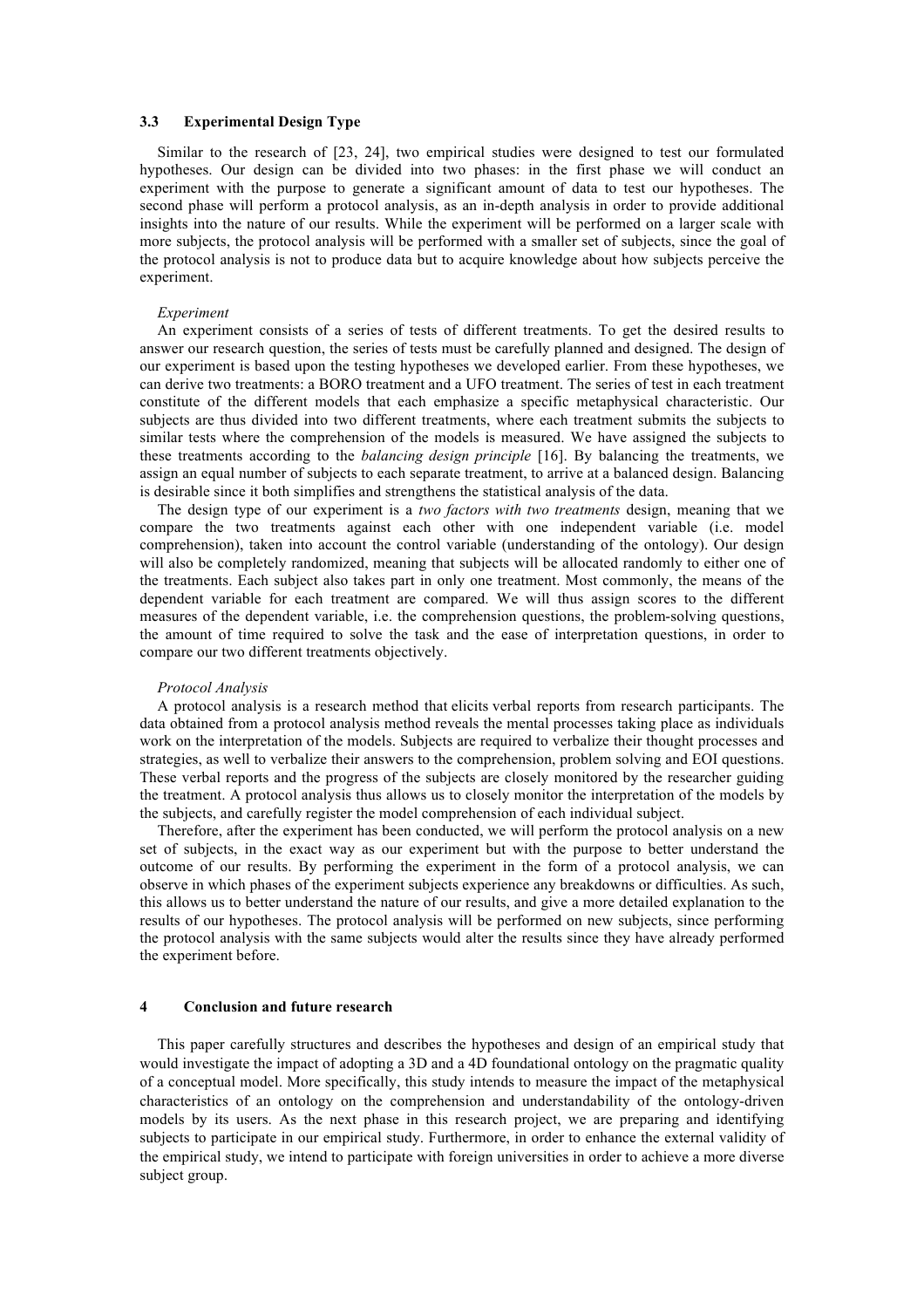### 3.3 Experimental Design Type

Similar to the research of [23, 24], two empirical studies were designed to test our formulated hypotheses. Our design can be divided into two phases: in the first phase we will conduct an experiment with the purpose to generate a significant amount of data to test our hypotheses. The second phase will perform a protocol analysis, as an in-depth analysis in order to provide additional insights into the nature of our results. While the experiment will be performed on a larger scale with more subjects, the protocol analysis will be performed with a smaller set of subjects, since the goal of the protocol analysis is not to produce data but to acquire knowledge about how subjects perceive the experiment.

*Experiment*

An experiment consists of a series of tests of different treatments. To get the desired results to answer our research question, the series of tests must be carefully planned and designed. The design of our experiment is based upon the testing hypotheses we developed earlier. From these hypotheses, we can derive two treatments: a BORO treatment and a UFO treatment. The series of test in each treatment constitute of the different models that each emphasize a specific metaphysical characteristic. Our subjects are thus divided into two different treatments, where each treatment submits the subjects to similar tests where the comprehension of the models is measured. We have assigned the subjects to these treatments according to the *balancing design principle* [16]. By balancing the treatments, we assign an equal number of subjects to each separate treatment, to arrive at a balanced design. Balancing is desirable since it both simplifies and strengthens the statistical analysis of the data.

The design type of our experiment is a *two factors with two treatments* design, meaning that we compare the two treatments against each other with one independent variable (i.e. model comprehension), taken into account the control variable (understanding of the ontology). Our design will also be completely randomized, meaning that subjects will be allocated randomly to either one of the treatments. Each subject also takes part in only one treatment. Most commonly, the means of the dependent variable for each treatment are compared. We will thus assign scores to the different measures of the dependent variable, i.e. the comprehension questions, the problem-solving questions, the amount of time required to solve the task and the ease of interpretation questions, in order to compare our two different treatments objectively.

*Protocol Analysis*

A protocol analysis is a research method that elicits verbal reports from research participants. The data obtained from a protocol analysis method reveals the mental processes taking place as individuals work on the interpretation of the models. Subjects are required to verbalize their thought processes and strategies, as well to verbalize their answers to the comprehension, problem solving and EOI questions. These verbal reports and the progress of the subjects are closely monitored by the researcher guiding the treatment. A protocol analysis thus allows us to closely monitor the interpretation of the models by the subjects, and carefully register the model comprehension of each individual subject.

Therefore, after the experiment has been conducted, we will perform the protocol analysis on a new set of subjects, in the exact way as our experiment but with the purpose to better understand the outcome of our results. By performing the experiment in the form of a protocol analysis, we can observe in which phases of the experiment subjects experience any breakdowns or difficulties. As such, this allows us to better understand the nature of our results, and give a more detailed explanation to the results of our hypotheses. The protocol analysis will be performed on new subjects, since performing the protocol analysis with the same subjects would alter the results since they have already performed the experiment before.

## 4 Conclusion and future research

This paper carefully structures and describes the hypotheses and design of an empirical study that would investigate the impact of adopting a 3D and a 4D foundational ontology on the pragmatic quality of a conceptual model. More specifically, this study intends to measure the impact of the metaphysical characteristics of an ontology on the comprehension and understandability of the ontology-driven models by its users. As the next phase in this research project, we are preparing and identifying subjects to participate in our empirical study. Furthermore, in order to enhance the external validity of the empirical study, we intend to participate with foreign universities in order to achieve a more diverse subject group.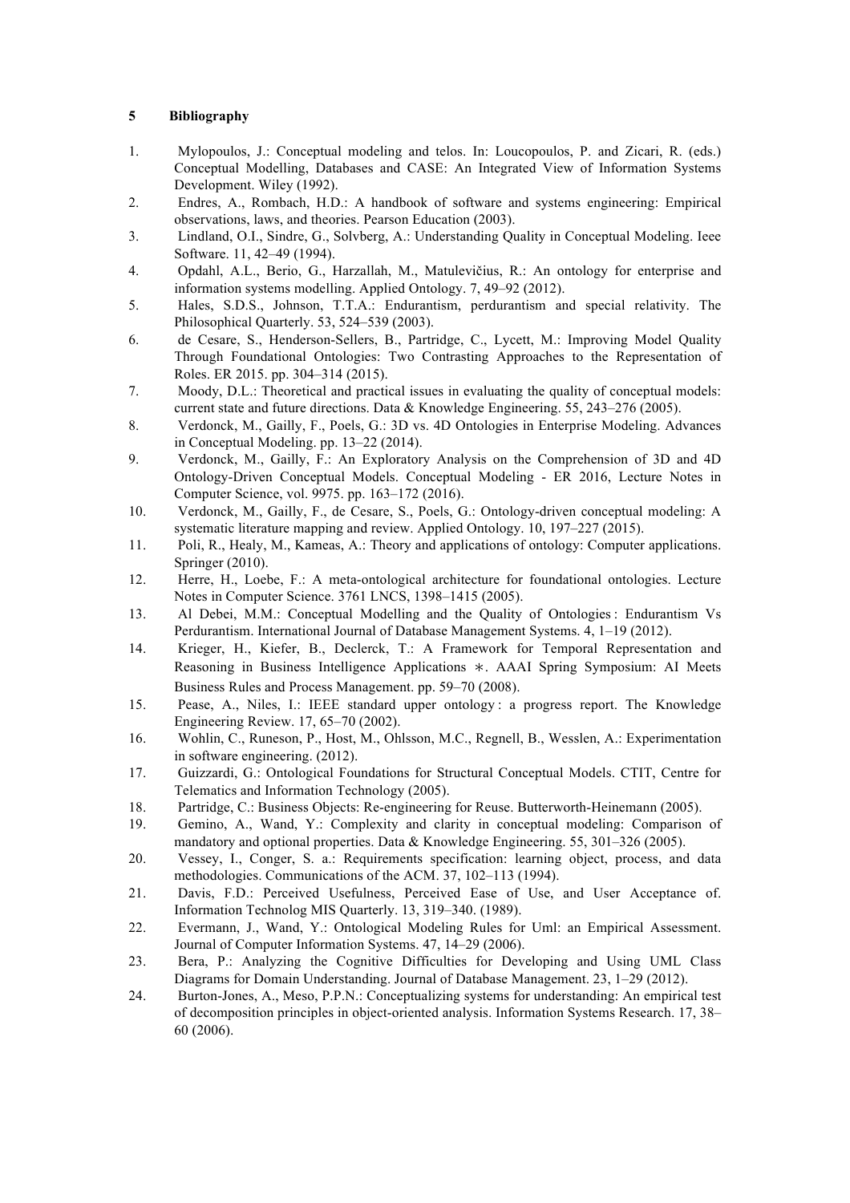## 5 Bibliography

1. Mylopoulos, J.: Conceptual modeling and telos. In: Loucopoulos, P. and Zicari, R. (eds.) Conceptual Modelling, Databases and CASE: An Integrated View of Information Systems Development. Wiley (1992).
2. Endres, A., Rombach, H.D.: A handbook of software and systems engineering: Empirical observations, laws, and theories. Pearson Education (2003).
3. Lindland, O.I., Sindre, G., Solvberg, A.: Understanding Quality in Conceptual Modeling. Ieee Software. 11, 42–49 (1994).
4. Opdahl, A.L., Berio, G., Harzallah, M., Matulevičius, R.: An ontology for enterprise and information systems modelling. Applied Ontology. 7, 49–92 (2012).
5. Hales, S.D.S., Johnson, T.T.A.: Endurantism, perdurantism and special relativity. The Philosophical Quarterly. 53, 524–539 (2003).
6. de Cesare, S., Henderson-Sellers, B., Partridge, C., Lycett, M.: Improving Model Quality Through Foundational Ontologies: Two Contrasting Approaches to the Representation of Roles. ER 2015. pp. 304–314 (2015).
7. Moody, D.L.: Theoretical and practical issues in evaluating the quality of conceptual models: current state and future directions. Data & Knowledge Engineering. 55, 243–276 (2005).
8. Verdonck, M., Gailly, F., Poels, G.: 3D vs. 4D Ontologies in Enterprise Modeling. Advances in Conceptual Modeling. pp. 13–22 (2014).
9. Verdonck, M., Gailly, F.: An Exploratory Analysis on the Comprehension of 3D and 4D Ontology-Driven Conceptual Models. Conceptual Modeling - ER 2016, Lecture Notes in Computer Science, vol. 9975. pp. 163–172 (2016).
10. Verdonck, M., Gailly, F., de Cesare, S., Poels, G.: Ontology-driven conceptual modeling: A systematic literature mapping and review. Applied Ontology. 10, 197–227 (2015).
11. Poli, R., Healy, M., Kameas, A.: Theory and applications of ontology: Computer applications. Springer (2010).
12. Herre, H., Loebe, F.: A meta-ontological architecture for foundational ontologies. Lecture Notes in Computer Science. 3761 LNCS, 1398–1415 (2005).
13. Al Debei, M.M.: Conceptual Modelling and the Quality of Ontologies : Endurantism Vs Perdurantism. International Journal of Database Management Systems. 4, 1–19 (2012).
14. Krieger, H., Kiefer, B., Declerck, T.: A Framework for Temporal Representation and Reasoning in Business Intelligence Applications ∗. AAAI Spring Symposium: AI Meets Business Rules and Process Management. pp. 59–70 (2008).
15. Pease, A., Niles, I.: IEEE standard upper ontology : a progress report. The Knowledge Engineering Review. 17, 65–70 (2002).
16. Wohlin, C., Runeson, P., Host, M., Ohlsson, M.C., Regnell, B., Wesslen, A.: Experimentation in software engineering. (2012).
17. Guizzardi, G.: Ontological Foundations for Structural Conceptual Models. CTIT, Centre for Telematics and Information Technology (2005).
18. Partridge, C.: Business Objects: Re-engineering for Reuse. Butterworth-Heinemann (2005).
19. Gemino, A., Wand, Y.: Complexity and clarity in conceptual modeling: Comparison of mandatory and optional properties. Data & Knowledge Engineering. 55, 301–326 (2005).
20. Vessey, I., Conger, S. a.: Requirements specification: learning object, process, and data methodologies. Communications of the ACM. 37, 102–113 (1994).
21. Davis, F.D.: Perceived Usefulness, Perceived Ease of Use, and User Acceptance of. Information Technolog MIS Quarterly. 13, 319–340. (1989).
22. Evermann, J., Wand, Y.: Ontological Modeling Rules for Uml: an Empirical Assessment. Journal of Computer Information Systems. 47, 14–29 (2006).
23. Bera, P.: Analyzing the Cognitive Difficulties for Developing and Using UML Class Diagrams for Domain Understanding. Journal of Database Management. 23, 1–29 (2012).
24. Burton-Jones, A., Meso, P.P.N.: Conceptualizing systems for understanding: An empirical test of decomposition principles in object-oriented analysis. Information Systems Research. 17, 38–60 (2006).